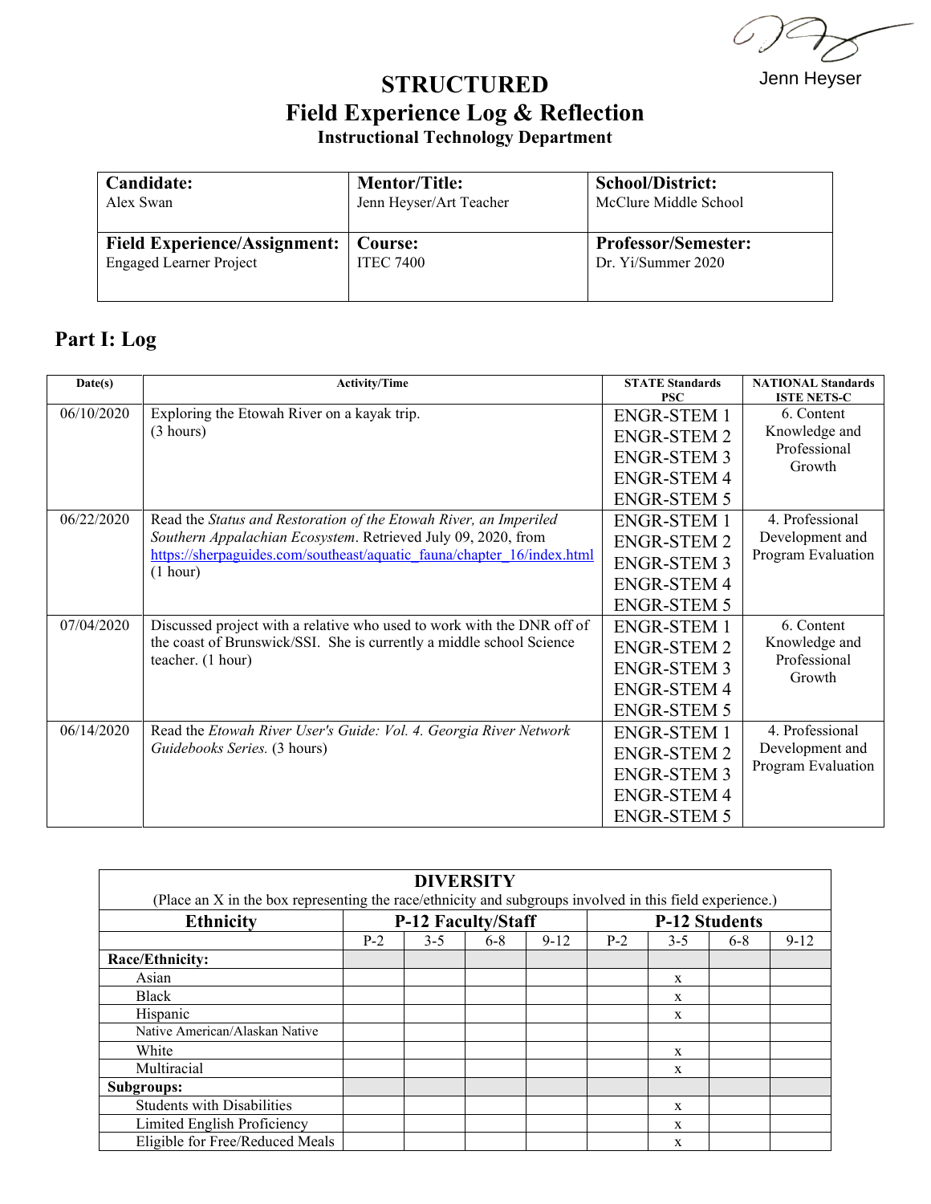Jenn Heyser

# STRUCTURED
# Field Experience Log & Reflection
### Instructional Technology Department

| **Candidate:** Alex Swan | **Mentor/Title:** Jenn Heyser/Art Teacher | **School/District:** McClure Middle School |
|---|---|---|
| **Field Experience/Assignment:** Engaged Learner Project | **Course:** ITEC 7400 | **Professor/Semester:** Dr. Yi/Summer 2020 |

## Part I: Log

| Date(s) | Activity/Time | STATE Standards PSC | NATIONAL Standards ISTE NETS-C |
|---|---|---|---|
| 06/10/2020 | Exploring the Etowah River on a kayak trip. (3 hours) | ENGR-STEM 1 ENGR-STEM 2 ENGR-STEM 3 ENGR-STEM 4 ENGR-STEM 5 | 6. Content Knowledge and Professional Growth |
| 06/22/2020 | Read the *Status and Restoration of the Etowah River, an Imperiled Southern Appalachian Ecosystem*. Retrieved July 09, 2020, from https://sherpaguides.com/southeast/aquatic_fauna/chapter_16/index.html (1 hour) | ENGR-STEM 1 ENGR-STEM 2 ENGR-STEM 3 ENGR-STEM 4 ENGR-STEM 5 | 4. Professional Development and Program Evaluation |
| 07/04/2020 | Discussed project with a relative who used to work with the DNR off of the coast of Brunswick/SSI. She is currently a middle school Science teacher. (1 hour) | ENGR-STEM 1 ENGR-STEM 2 ENGR-STEM 3 ENGR-STEM 4 ENGR-STEM 5 | 6. Content Knowledge and Professional Growth |
| 06/14/2020 | Read the *Etowah River User's Guide: Vol. 4. Georgia River Network Guidebooks Series.* (3 hours) | ENGR-STEM 1 ENGR-STEM 2 ENGR-STEM 3 ENGR-STEM 4 ENGR-STEM 5 | 4. Professional Development and Program Evaluation |

**DIVERSITY**

(Place an X in the box representing the race/ethnicity and subgroups involved in this field experience.)

| Ethnicity | P-12 Faculty/Staff | | | | P-12 Students | | | |
|---|---|---|---|---|---|---|---|---|
| | P-2 | 3-5 | 6-8 | 9-12 | P-2 | 3-5 | 6-8 | 9-12 |
| **Race/Ethnicity:** | | | | | | | | |
| Asian | | | | | | x | | |
| Black | | | | | | x | | |
| Hispanic | | | | | | x | | |
| Native American/Alaskan Native | | | | | | | | |
| White | | | | | | x | | |
| Multiracial | | | | | | x | | |
| **Subgroups:** | | | | | | | | |
| Students with Disabilities | | | | | | x | | |
| Limited English Proficiency | | | | | | x | | |
| Eligible for Free/Reduced Meals | | | | | | x | | |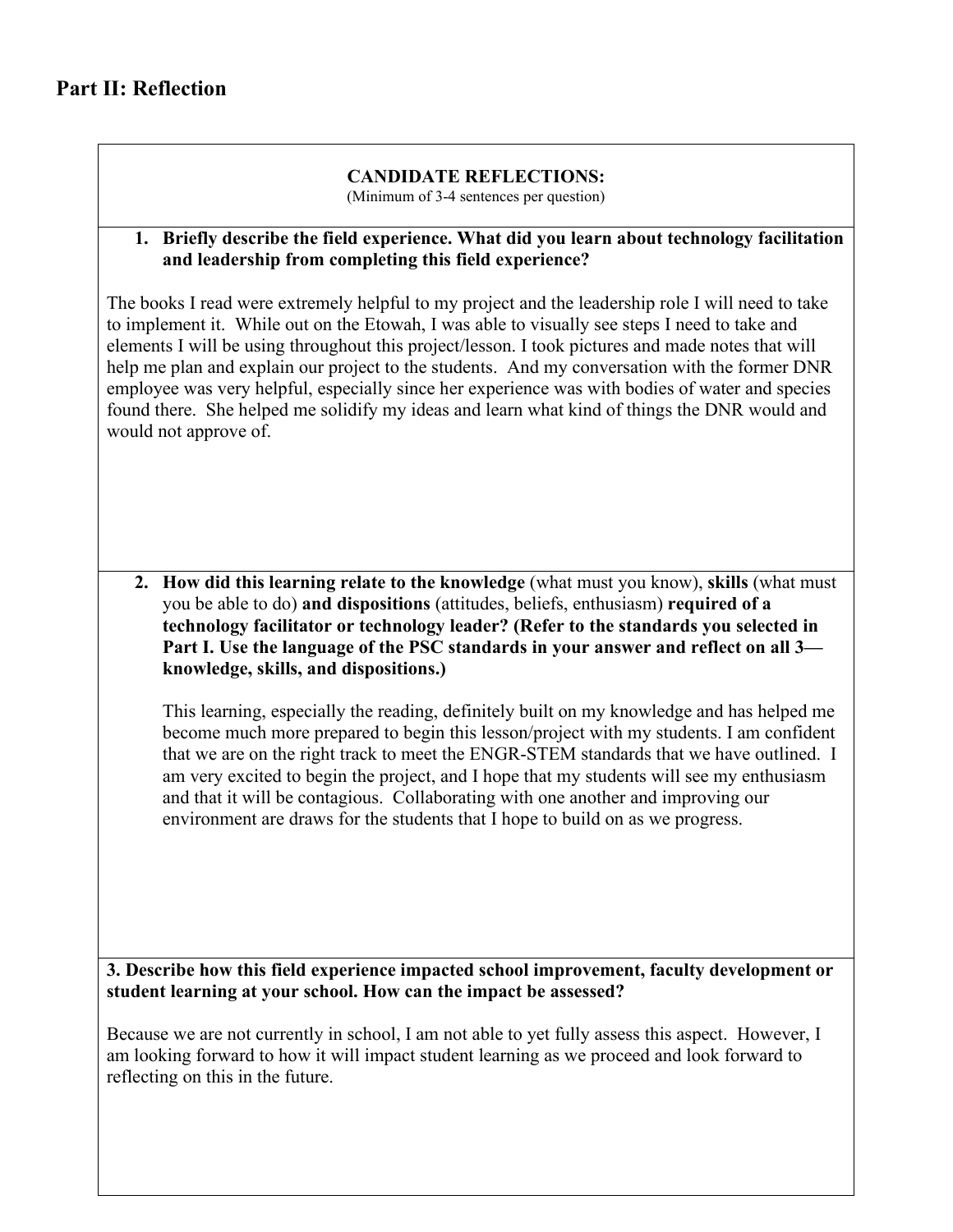## Part II: Reflection

**CANDIDATE REFLECTIONS:**

(Minimum of 3-4 sentences per question)

1. **Briefly describe the field experience. What did you learn about technology facilitation and leadership from completing this field experience?**

The books I read were extremely helpful to my project and the leadership role I will need to take to implement it. While out on the Etowah, I was able to visually see steps I need to take and elements I will be using throughout this project/lesson. I took pictures and made notes that will help me plan and explain our project to the students. And my conversation with the former DNR employee was very helpful, especially since her experience was with bodies of water and species found there. She helped me solidify my ideas and learn what kind of things the DNR would and would not approve of.

2. **How did this learning relate to the knowledge** (what must you know), **skills** (what must you be able to do) **and dispositions** (attitudes, beliefs, enthusiasm) **required of a technology facilitator or technology leader? (Refer to the standards you selected in Part I. Use the language of the PSC standards in your answer and reflect on all 3—knowledge, skills, and dispositions.)**

   This learning, especially the reading, definitely built on my knowledge and has helped me become much more prepared to begin this lesson/project with my students. I am confident that we are on the right track to meet the ENGR-STEM standards that we have outlined. I am very excited to begin the project, and I hope that my students will see my enthusiasm and that it will be contagious. Collaborating with one another and improving our environment are draws for the students that I hope to build on as we progress.

**3. Describe how this field experience impacted school improvement, faculty development or student learning at your school. How can the impact be assessed?**

Because we are not currently in school, I am not able to yet fully assess this aspect. However, I am looking forward to how it will impact student learning as we proceed and look forward to reflecting on this in the future.